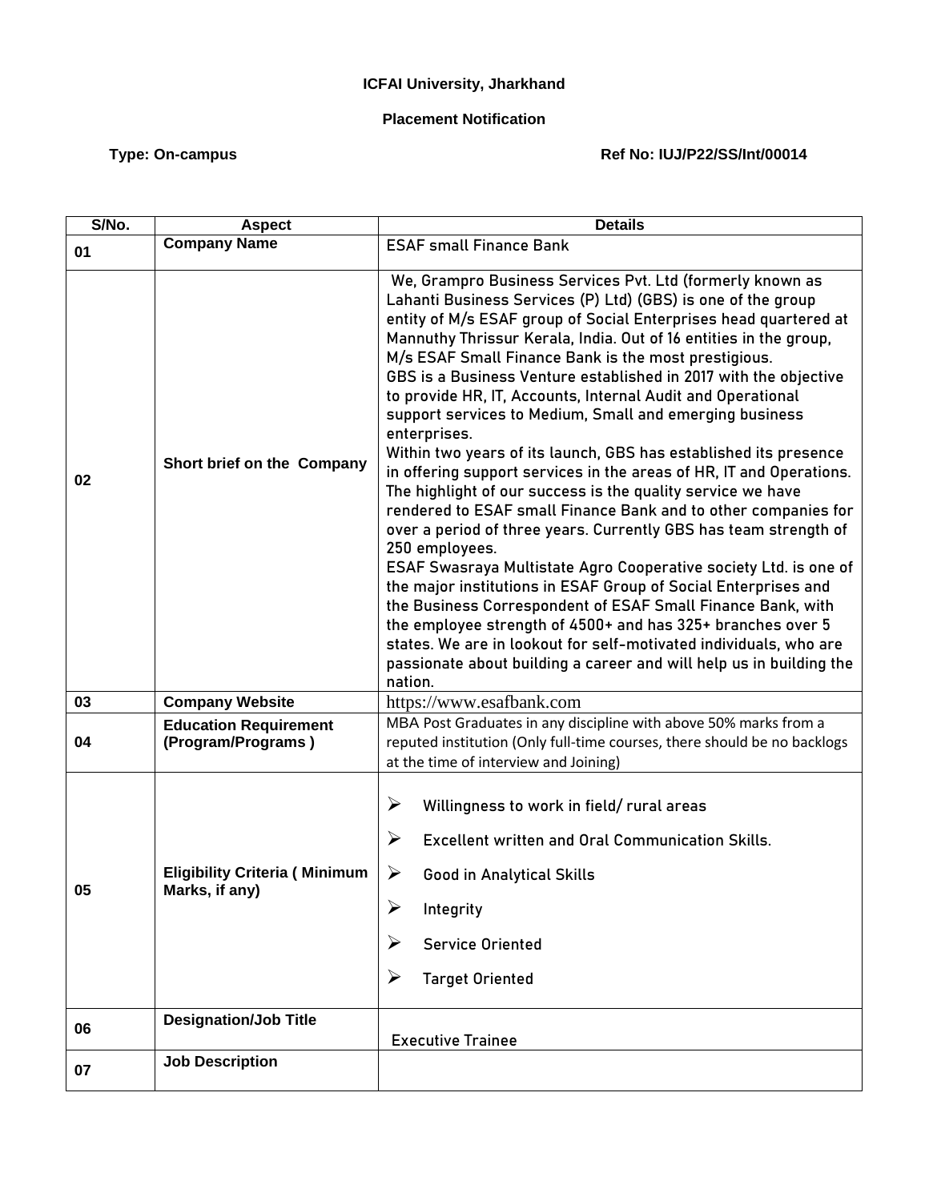# ICFAI University, Jharkhand

## Placement Notification

**Type: On-campus** **Ref No: IUJ/P22/SS/Int/00014**

| S/No. | Aspect | Details |
|---|---|---|
| 01 | **Company Name** | ESAF small Finance Bank |
| 02 | **Short brief on the Company** | We, Grampro Business Services Pvt. Ltd (formerly known as Lahanti Business Services (P) Ltd) (GBS) is one of the group entity of M/s ESAF group of Social Enterprises head quartered at Mannuthy Thrissur Kerala, India. Out of 16 entities in the group, M/s ESAF Small Finance Bank is the most prestigious.<br>GBS is a Business Venture established in 2017 with the objective to provide HR, IT, Accounts, Internal Audit and Operational support services to Medium, Small and emerging business enterprises.<br>Within two years of its launch, GBS has established its presence in offering support services in the areas of HR, IT and Operations. The highlight of our success is the quality service we have rendered to ESAF small Finance Bank and to other companies for over a period of three years. Currently GBS has team strength of 250 employees.<br>ESAF Swasraya Multistate Agro Cooperative society Ltd. is one of the major institutions in ESAF Group of Social Enterprises and the Business Correspondent of ESAF Small Finance Bank, with the employee strength of 4500+ and has 325+ branches over 5 states. We are in lookout for self-motivated individuals, who are passionate about building a career and will help us in building the nation. |
| 03 | **Company Website** | https://www.esafbank.com |
| 04 | **Education Requirement (Program/Programs )** | MBA Post Graduates in any discipline with above 50% marks from a reputed institution (Only full-time courses, there should be no backlogs at the time of interview and Joining) |
| 05 | **Eligibility Criteria ( Minimum Marks, if any)** | ➢ Willingness to work in field/ rural areas<br>➢ Excellent written and Oral Communication Skills.<br>➢ Good in Analytical Skills<br>➢ Integrity<br>➢ Service Oriented<br>➢ Target Oriented |
| 06 | **Designation/Job Title** | Executive Trainee |
| 07 | **Job Description** | |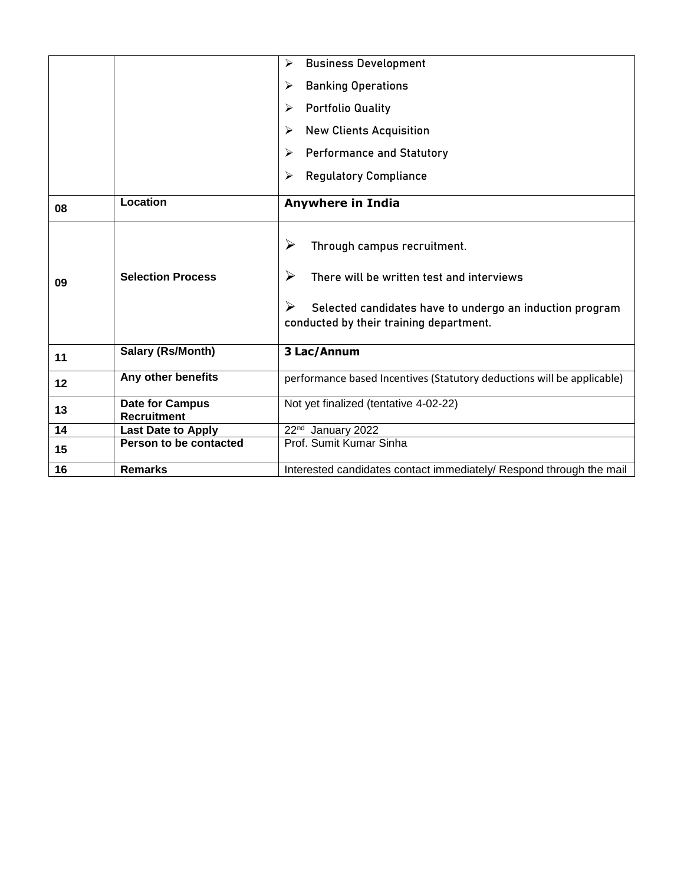| | | |
|---|---|---|
| | | ➢ Business Development<br>➢ Banking Operations<br>➢ Portfolio Quality<br>➢ New Clients Acquisition<br>➢ Performance and Statutory<br>➢ Regulatory Compliance |
| 08 | **Location** | **Anywhere in India** |
| 09 | **Selection Process** | ➢ Through campus recruitment.<br>➢ There will be written test and interviews<br>➢ Selected candidates have to undergo an induction program conducted by their training department. |
| 11 | **Salary (Rs/Month)** | **3 Lac/Annum** |
| 12 | **Any other benefits** | performance based Incentives (Statutory deductions will be applicable) |
| 13 | **Date for Campus Recruitment** | Not yet finalized (tentative 4-02-22) |
| 14 | **Last Date to Apply** | 22nd January 2022 |
| 15 | **Person to be contacted** | Prof. Sumit Kumar Sinha |
| 16 | **Remarks** | Interested candidates contact immediately/ Respond through the mail |